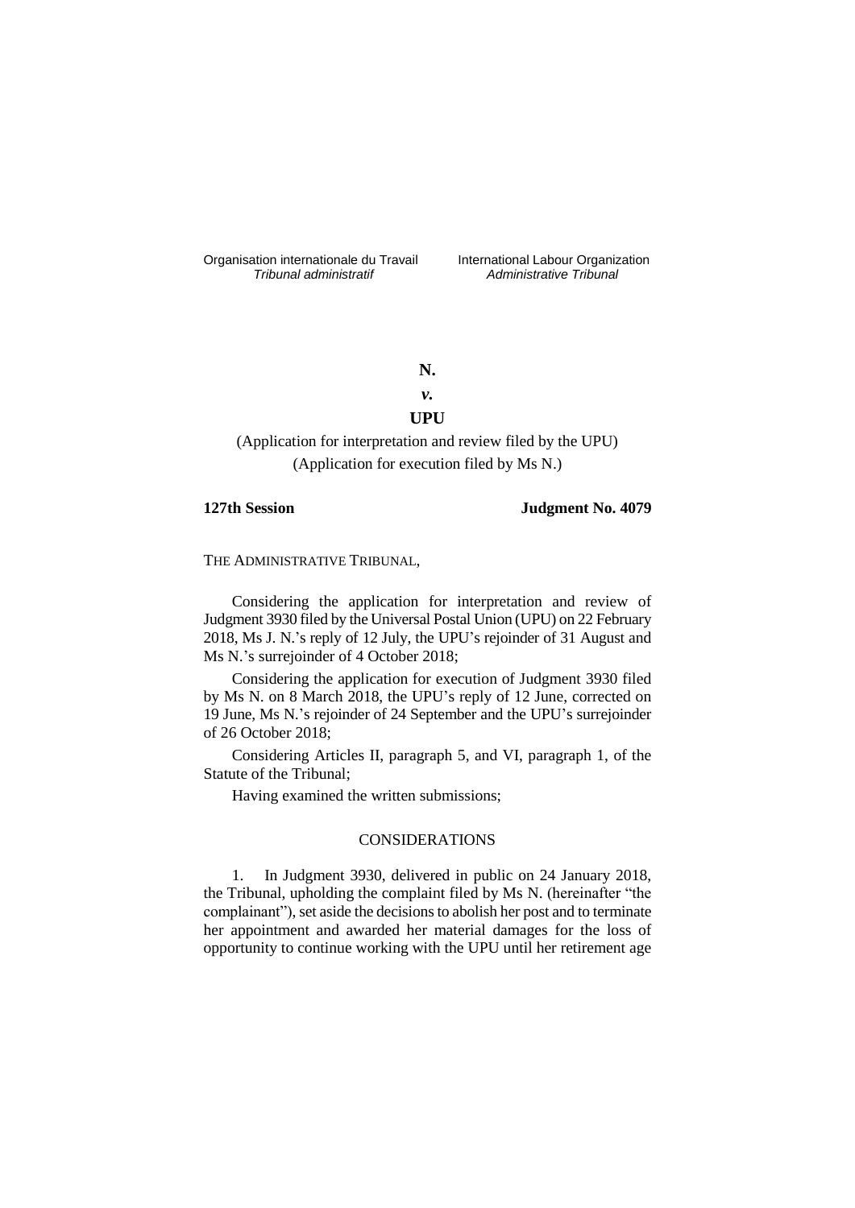Organisation internationale du Travail *Tribunal administratif*

International Labour Organization *Administrative Tribunal*

**N.**

***v.***

**UPU**

(Application for interpretation and review filed by the UPU)
(Application for execution filed by Ms N.)

**127th Session** **Judgment No. 4079**

THE ADMINISTRATIVE TRIBUNAL,

Considering the application for interpretation and review of Judgment 3930 filed by the Universal Postal Union (UPU) on 22 February 2018, Ms J. N.'s reply of 12 July, the UPU's rejoinder of 31 August and Ms N.'s surrejoinder of 4 October 2018;

Considering the application for execution of Judgment 3930 filed by Ms N. on 8 March 2018, the UPU's reply of 12 June, corrected on 19 June, Ms N.'s rejoinder of 24 September and the UPU's surrejoinder of 26 October 2018;

Considering Articles II, paragraph 5, and VI, paragraph 1, of the Statute of the Tribunal;

Having examined the written submissions;

CONSIDERATIONS

1. In Judgment 3930, delivered in public on 24 January 2018, the Tribunal, upholding the complaint filed by Ms N. (hereinafter "the complainant"), set aside the decisions to abolish her post and to terminate her appointment and awarded her material damages for the loss of opportunity to continue working with the UPU until her retirement age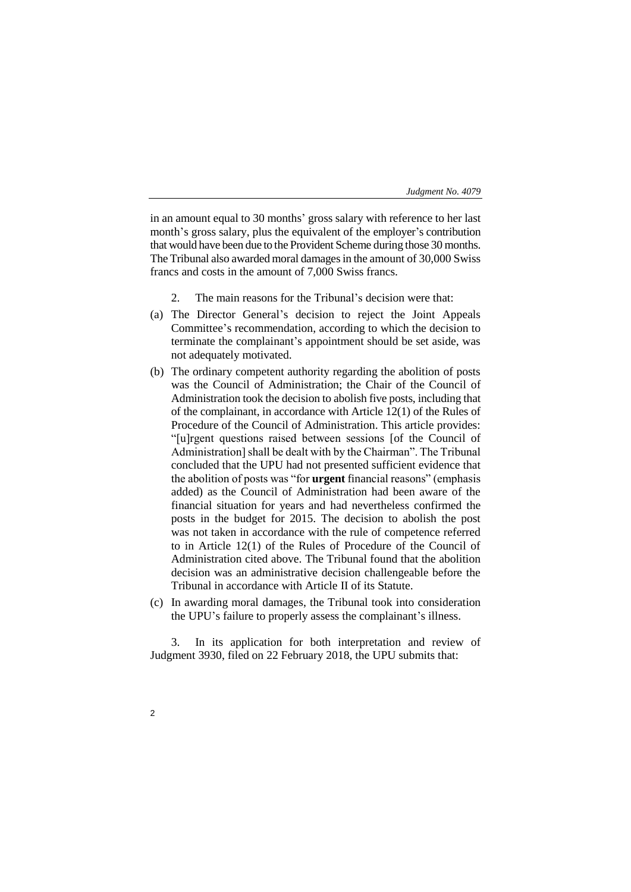in an amount equal to 30 months' gross salary with reference to her last month's gross salary, plus the equivalent of the employer's contribution that would have been due to the Provident Scheme during those 30 months. The Tribunal also awarded moral damages in the amount of 30,000 Swiss francs and costs in the amount of 7,000 Swiss francs.

2. The main reasons for the Tribunal's decision were that:

(a) The Director General's decision to reject the Joint Appeals Committee's recommendation, according to which the decision to terminate the complainant's appointment should be set aside, was not adequately motivated.

(b) The ordinary competent authority regarding the abolition of posts was the Council of Administration; the Chair of the Council of Administration took the decision to abolish five posts, including that of the complainant, in accordance with Article 12(1) of the Rules of Procedure of the Council of Administration. This article provides: "[u]rgent questions raised between sessions [of the Council of Administration] shall be dealt with by the Chairman". The Tribunal concluded that the UPU had not presented sufficient evidence that the abolition of posts was "for **urgent** financial reasons" (emphasis added) as the Council of Administration had been aware of the financial situation for years and had nevertheless confirmed the posts in the budget for 2015. The decision to abolish the post was not taken in accordance with the rule of competence referred to in Article 12(1) of the Rules of Procedure of the Council of Administration cited above. The Tribunal found that the abolition decision was an administrative decision challengeable before the Tribunal in accordance with Article II of its Statute.

(c) In awarding moral damages, the Tribunal took into consideration the UPU's failure to properly assess the complainant's illness.

3. In its application for both interpretation and review of Judgment 3930, filed on 22 February 2018, the UPU submits that: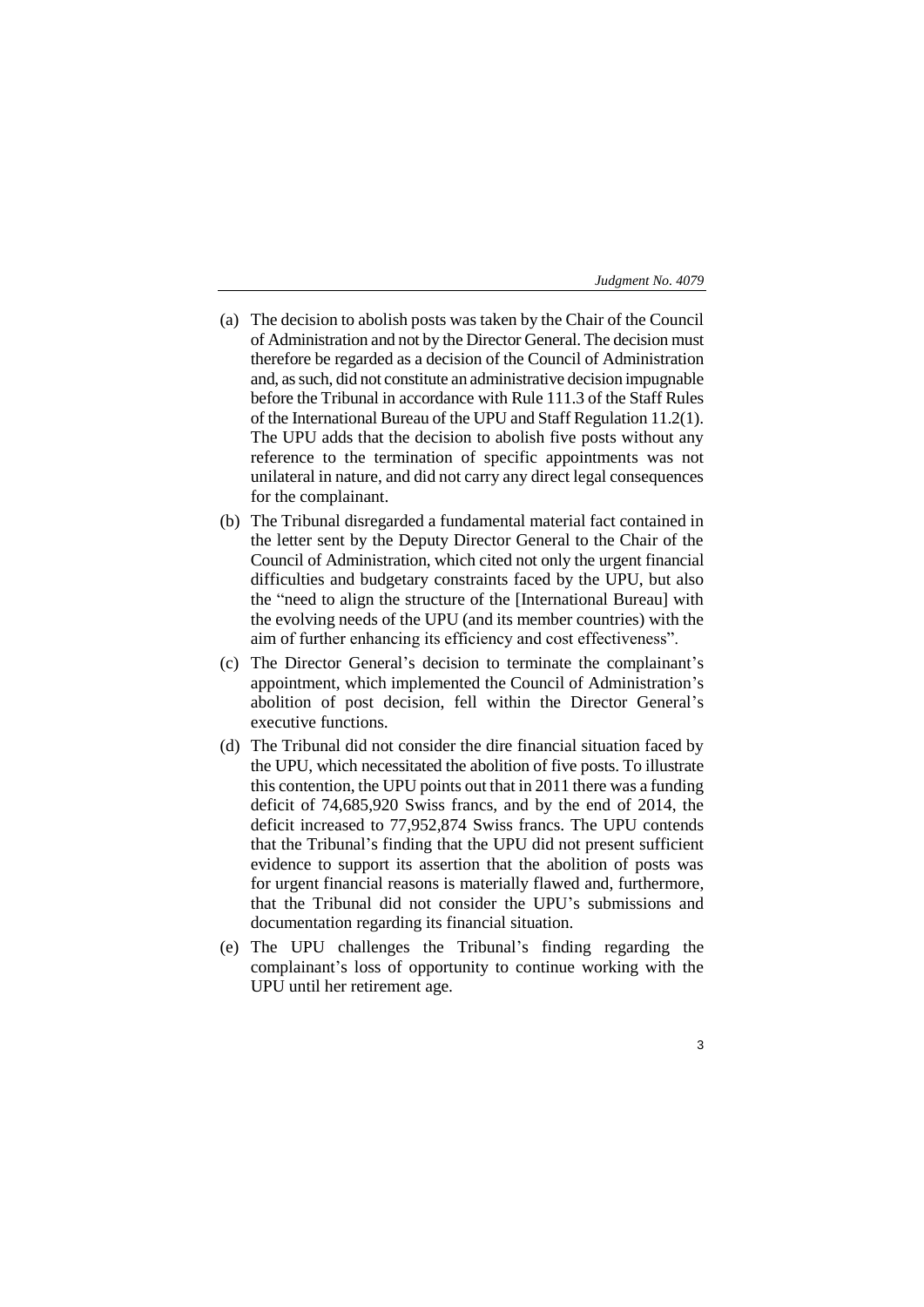(a) The decision to abolish posts was taken by the Chair of the Council of Administration and not by the Director General. The decision must therefore be regarded as a decision of the Council of Administration and, as such, did not constitute an administrative decision impugnable before the Tribunal in accordance with Rule 111.3 of the Staff Rules of the International Bureau of the UPU and Staff Regulation 11.2(1). The UPU adds that the decision to abolish five posts without any reference to the termination of specific appointments was not unilateral in nature, and did not carry any direct legal consequences for the complainant.

(b) The Tribunal disregarded a fundamental material fact contained in the letter sent by the Deputy Director General to the Chair of the Council of Administration, which cited not only the urgent financial difficulties and budgetary constraints faced by the UPU, but also the "need to align the structure of the [International Bureau] with the evolving needs of the UPU (and its member countries) with the aim of further enhancing its efficiency and cost effectiveness".

(c) The Director General's decision to terminate the complainant's appointment, which implemented the Council of Administration's abolition of post decision, fell within the Director General's executive functions.

(d) The Tribunal did not consider the dire financial situation faced by the UPU, which necessitated the abolition of five posts. To illustrate this contention, the UPU points out that in 2011 there was a funding deficit of 74,685,920 Swiss francs, and by the end of 2014, the deficit increased to 77,952,874 Swiss francs. The UPU contends that the Tribunal's finding that the UPU did not present sufficient evidence to support its assertion that the abolition of posts was for urgent financial reasons is materially flawed and, furthermore, that the Tribunal did not consider the UPU's submissions and documentation regarding its financial situation.

(e) The UPU challenges the Tribunal's finding regarding the complainant's loss of opportunity to continue working with the UPU until her retirement age.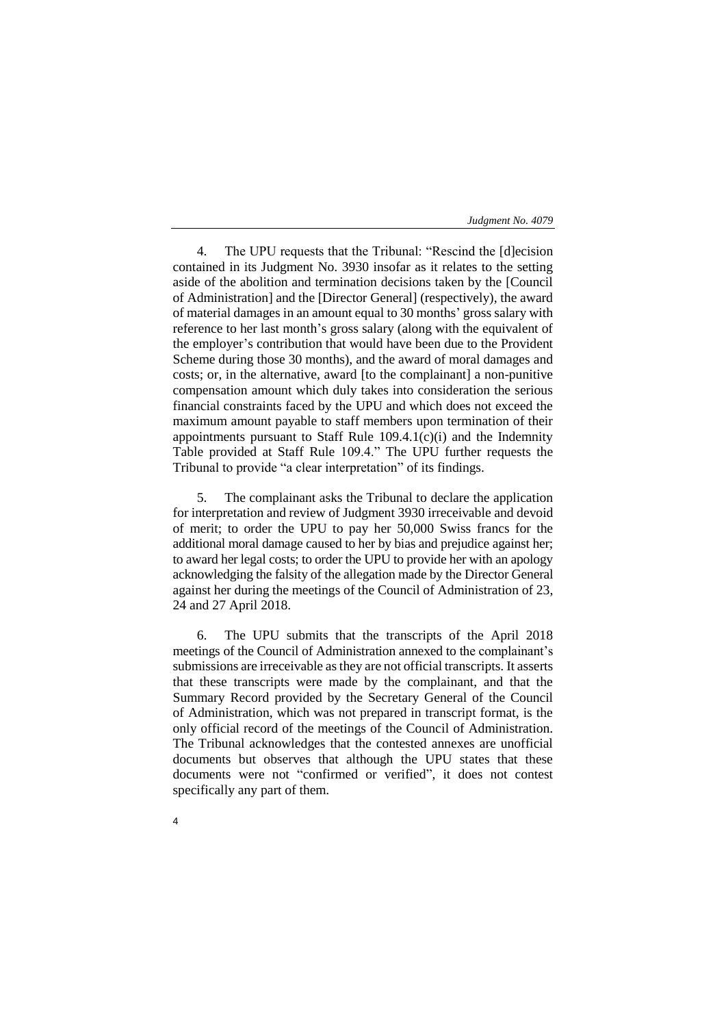4. The UPU requests that the Tribunal: "Rescind the [d]ecision contained in its Judgment No. 3930 insofar as it relates to the setting aside of the abolition and termination decisions taken by the [Council of Administration] and the [Director General] (respectively), the award of material damages in an amount equal to 30 months' gross salary with reference to her last month's gross salary (along with the equivalent of the employer's contribution that would have been due to the Provident Scheme during those 30 months), and the award of moral damages and costs; or, in the alternative, award [to the complainant] a non-punitive compensation amount which duly takes into consideration the serious financial constraints faced by the UPU and which does not exceed the maximum amount payable to staff members upon termination of their appointments pursuant to Staff Rule 109.4.1(c)(i) and the Indemnity Table provided at Staff Rule 109.4." The UPU further requests the Tribunal to provide "a clear interpretation" of its findings.

5. The complainant asks the Tribunal to declare the application for interpretation and review of Judgment 3930 irreceivable and devoid of merit; to order the UPU to pay her 50,000 Swiss francs for the additional moral damage caused to her by bias and prejudice against her; to award her legal costs; to order the UPU to provide her with an apology acknowledging the falsity of the allegation made by the Director General against her during the meetings of the Council of Administration of 23, 24 and 27 April 2018.

6. The UPU submits that the transcripts of the April 2018 meetings of the Council of Administration annexed to the complainant's submissions are irreceivable as they are not official transcripts. It asserts that these transcripts were made by the complainant, and that the Summary Record provided by the Secretary General of the Council of Administration, which was not prepared in transcript format, is the only official record of the meetings of the Council of Administration. The Tribunal acknowledges that the contested annexes are unofficial documents but observes that although the UPU states that these documents were not "confirmed or verified", it does not contest specifically any part of them.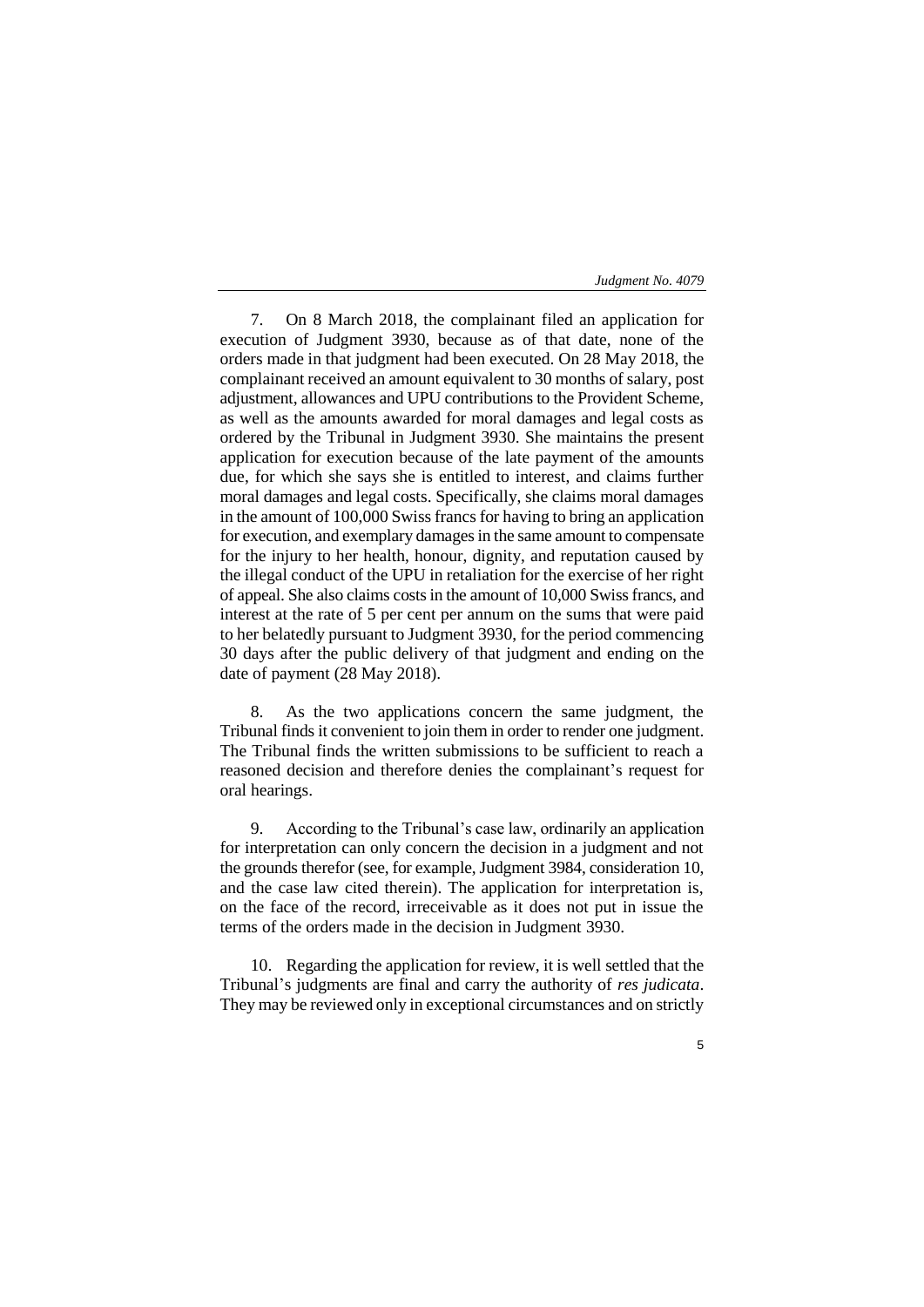7. On 8 March 2018, the complainant filed an application for execution of Judgment 3930, because as of that date, none of the orders made in that judgment had been executed. On 28 May 2018, the complainant received an amount equivalent to 30 months of salary, post adjustment, allowances and UPU contributions to the Provident Scheme, as well as the amounts awarded for moral damages and legal costs as ordered by the Tribunal in Judgment 3930. She maintains the present application for execution because of the late payment of the amounts due, for which she says she is entitled to interest, and claims further moral damages and legal costs. Specifically, she claims moral damages in the amount of 100,000 Swiss francs for having to bring an application for execution, and exemplary damages in the same amount to compensate for the injury to her health, honour, dignity, and reputation caused by the illegal conduct of the UPU in retaliation for the exercise of her right of appeal. She also claims costs in the amount of 10,000 Swiss francs, and interest at the rate of 5 per cent per annum on the sums that were paid to her belatedly pursuant to Judgment 3930, for the period commencing 30 days after the public delivery of that judgment and ending on the date of payment (28 May 2018).

8. As the two applications concern the same judgment, the Tribunal finds it convenient to join them in order to render one judgment. The Tribunal finds the written submissions to be sufficient to reach a reasoned decision and therefore denies the complainant's request for oral hearings.

9. According to the Tribunal's case law, ordinarily an application for interpretation can only concern the decision in a judgment and not the grounds therefor (see, for example, Judgment 3984, consideration 10, and the case law cited therein). The application for interpretation is, on the face of the record, irreceivable as it does not put in issue the terms of the orders made in the decision in Judgment 3930.

10. Regarding the application for review, it is well settled that the Tribunal's judgments are final and carry the authority of *res judicata*. They may be reviewed only in exceptional circumstances and on strictly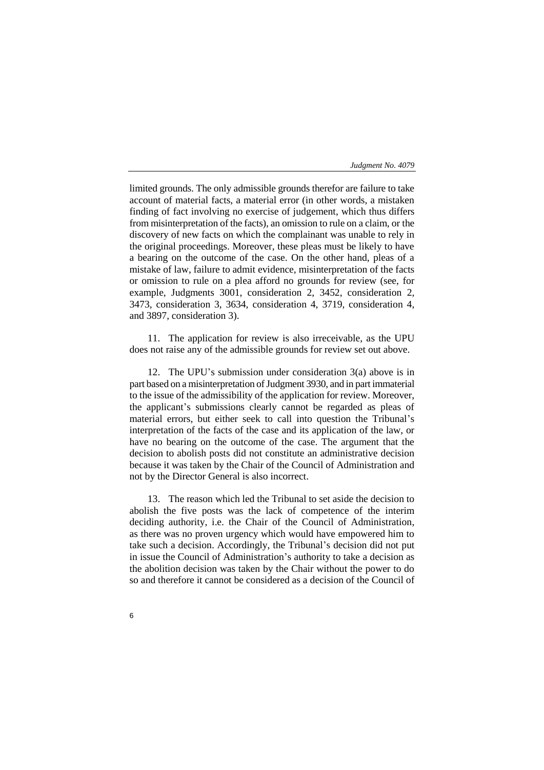limited grounds. The only admissible grounds therefor are failure to take account of material facts, a material error (in other words, a mistaken finding of fact involving no exercise of judgement, which thus differs from misinterpretation of the facts), an omission to rule on a claim, or the discovery of new facts on which the complainant was unable to rely in the original proceedings. Moreover, these pleas must be likely to have a bearing on the outcome of the case. On the other hand, pleas of a mistake of law, failure to admit evidence, misinterpretation of the facts or omission to rule on a plea afford no grounds for review (see, for example, Judgments 3001, consideration 2, 3452, consideration 2, 3473, consideration 3, 3634, consideration 4, 3719, consideration 4, and 3897, consideration 3).

11. The application for review is also irreceivable, as the UPU does not raise any of the admissible grounds for review set out above.

12. The UPU's submission under consideration 3(a) above is in part based on a misinterpretation of Judgment 3930, and in part immaterial to the issue of the admissibility of the application for review. Moreover, the applicant's submissions clearly cannot be regarded as pleas of material errors, but either seek to call into question the Tribunal's interpretation of the facts of the case and its application of the law, or have no bearing on the outcome of the case. The argument that the decision to abolish posts did not constitute an administrative decision because it was taken by the Chair of the Council of Administration and not by the Director General is also incorrect.

13. The reason which led the Tribunal to set aside the decision to abolish the five posts was the lack of competence of the interim deciding authority, i.e. the Chair of the Council of Administration, as there was no proven urgency which would have empowered him to take such a decision. Accordingly, the Tribunal's decision did not put in issue the Council of Administration's authority to take a decision as the abolition decision was taken by the Chair without the power to do so and therefore it cannot be considered as a decision of the Council of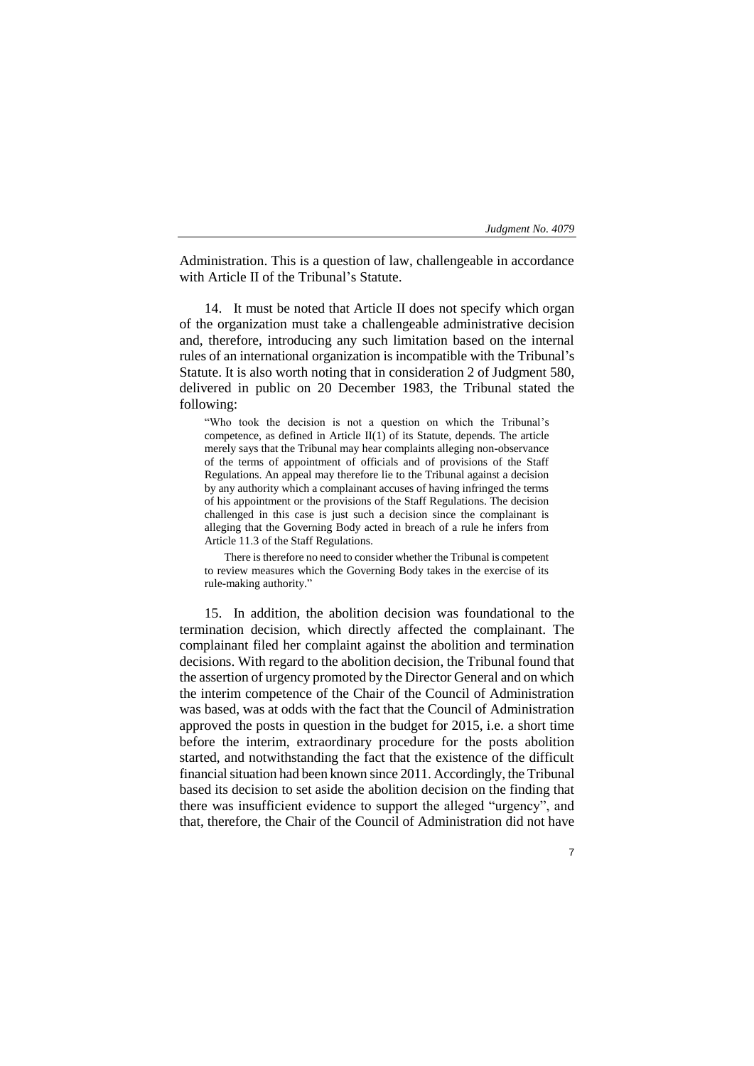Administration. This is a question of law, challengeable in accordance with Article II of the Tribunal's Statute.

14. It must be noted that Article II does not specify which organ of the organization must take a challengeable administrative decision and, therefore, introducing any such limitation based on the internal rules of an international organization is incompatible with the Tribunal's Statute. It is also worth noting that in consideration 2 of Judgment 580, delivered in public on 20 December 1983, the Tribunal stated the following:

> "Who took the decision is not a question on which the Tribunal's competence, as defined in Article II(1) of its Statute, depends. The article merely says that the Tribunal may hear complaints alleging non-observance of the terms of appointment of officials and of provisions of the Staff Regulations. An appeal may therefore lie to the Tribunal against a decision by any authority which a complainant accuses of having infringed the terms of his appointment or the provisions of the Staff Regulations. The decision challenged in this case is just such a decision since the complainant is alleging that the Governing Body acted in breach of a rule he infers from Article 11.3 of the Staff Regulations.
>
> There is therefore no need to consider whether the Tribunal is competent to review measures which the Governing Body takes in the exercise of its rule-making authority."

15. In addition, the abolition decision was foundational to the termination decision, which directly affected the complainant. The complainant filed her complaint against the abolition and termination decisions. With regard to the abolition decision, the Tribunal found that the assertion of urgency promoted by the Director General and on which the interim competence of the Chair of the Council of Administration was based, was at odds with the fact that the Council of Administration approved the posts in question in the budget for 2015, i.e. a short time before the interim, extraordinary procedure for the posts abolition started, and notwithstanding the fact that the existence of the difficult financial situation had been known since 2011. Accordingly, the Tribunal based its decision to set aside the abolition decision on the finding that there was insufficient evidence to support the alleged "urgency", and that, therefore, the Chair of the Council of Administration did not have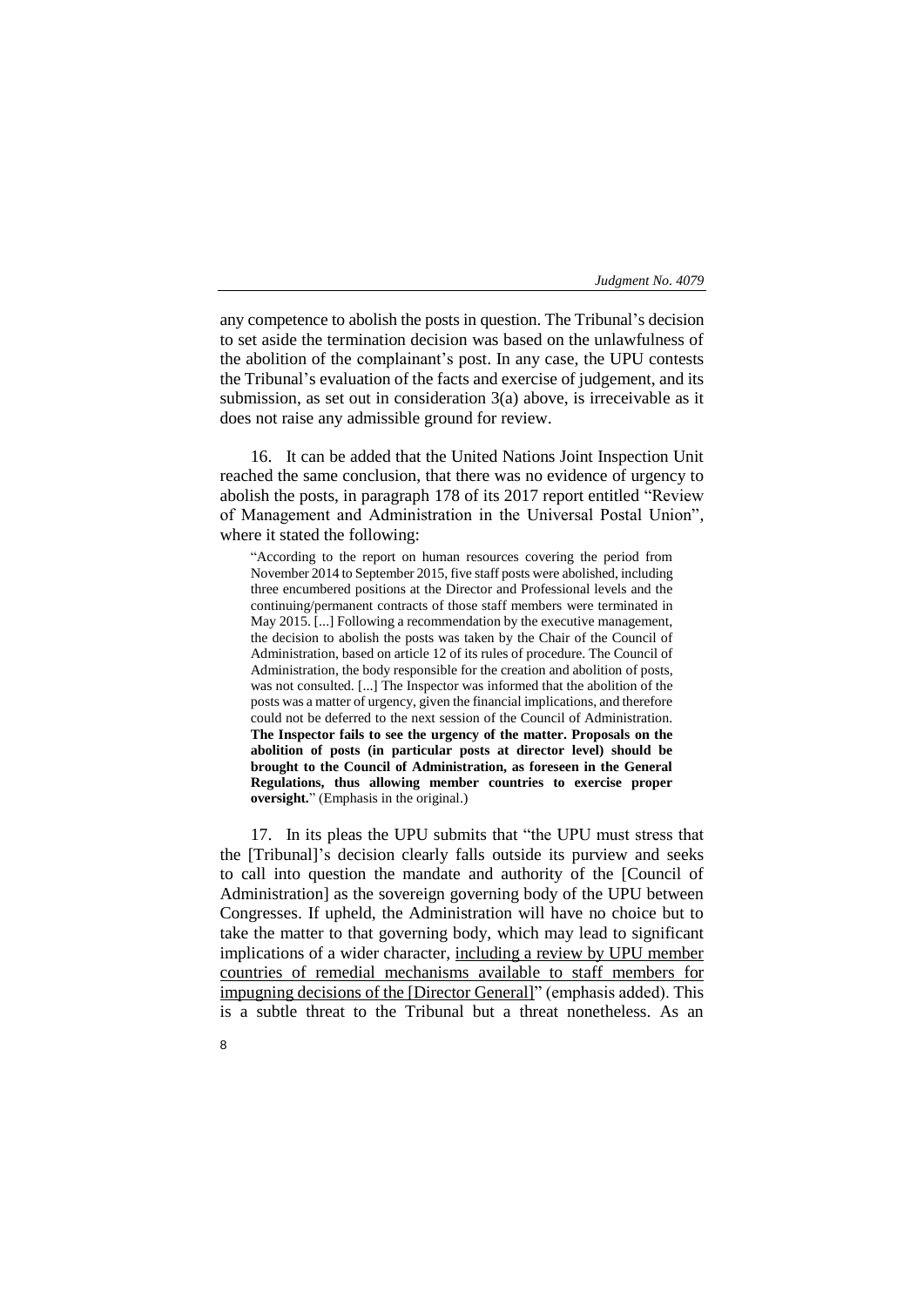any competence to abolish the posts in question. The Tribunal's decision to set aside the termination decision was based on the unlawfulness of the abolition of the complainant's post. In any case, the UPU contests the Tribunal's evaluation of the facts and exercise of judgement, and its submission, as set out in consideration 3(a) above, is irreceivable as it does not raise any admissible ground for review.

16. It can be added that the United Nations Joint Inspection Unit reached the same conclusion, that there was no evidence of urgency to abolish the posts, in paragraph 178 of its 2017 report entitled "Review of Management and Administration in the Universal Postal Union", where it stated the following:

> "According to the report on human resources covering the period from November 2014 to September 2015, five staff posts were abolished, including three encumbered positions at the Director and Professional levels and the continuing/permanent contracts of those staff members were terminated in May 2015. [...] Following a recommendation by the executive management, the decision to abolish the posts was taken by the Chair of the Council of Administration, based on article 12 of its rules of procedure. The Council of Administration, the body responsible for the creation and abolition of posts, was not consulted. [...] The Inspector was informed that the abolition of the posts was a matter of urgency, given the financial implications, and therefore could not be deferred to the next session of the Council of Administration. **The Inspector fails to see the urgency of the matter. Proposals on the abolition of posts (in particular posts at director level) should be brought to the Council of Administration, as foreseen in the General Regulations, thus allowing member countries to exercise proper oversight.**" (Emphasis in the original.)

17. In its pleas the UPU submits that "the UPU must stress that the [Tribunal]'s decision clearly falls outside its purview and seeks to call into question the mandate and authority of the [Council of Administration] as the sovereign governing body of the UPU between Congresses. If upheld, the Administration will have no choice but to take the matter to that governing body, which may lead to significant implications of a wider character, <u>including a review by UPU member countries of remedial mechanisms available to staff members for impugning decisions of the [Director General]</u>" (emphasis added). This is a subtle threat to the Tribunal but a threat nonetheless. As an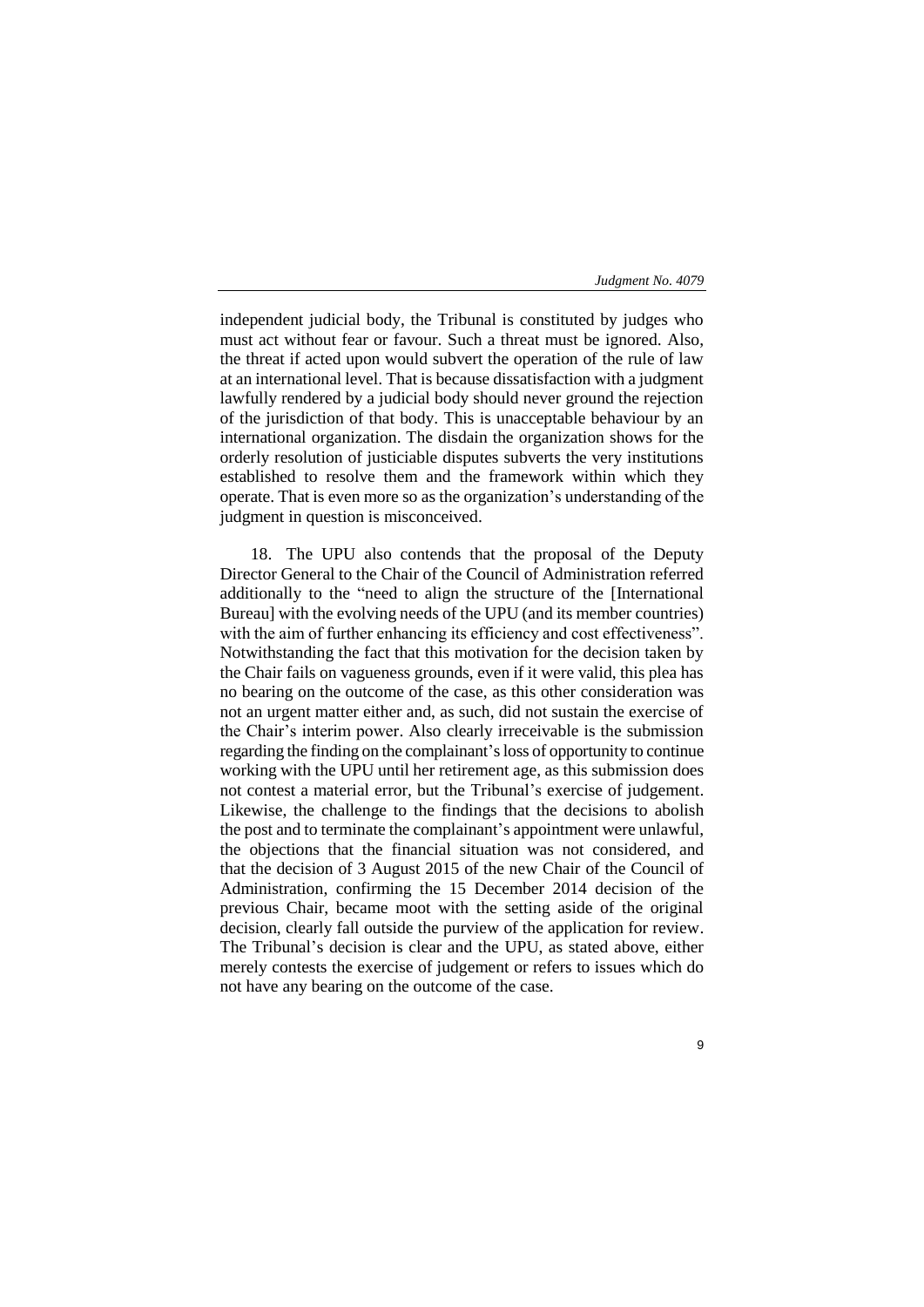independent judicial body, the Tribunal is constituted by judges who must act without fear or favour. Such a threat must be ignored. Also, the threat if acted upon would subvert the operation of the rule of law at an international level. That is because dissatisfaction with a judgment lawfully rendered by a judicial body should never ground the rejection of the jurisdiction of that body. This is unacceptable behaviour by an international organization. The disdain the organization shows for the orderly resolution of justiciable disputes subverts the very institutions established to resolve them and the framework within which they operate. That is even more so as the organization's understanding of the judgment in question is misconceived.

18. The UPU also contends that the proposal of the Deputy Director General to the Chair of the Council of Administration referred additionally to the "need to align the structure of the [International Bureau] with the evolving needs of the UPU (and its member countries) with the aim of further enhancing its efficiency and cost effectiveness". Notwithstanding the fact that this motivation for the decision taken by the Chair fails on vagueness grounds, even if it were valid, this plea has no bearing on the outcome of the case, as this other consideration was not an urgent matter either and, as such, did not sustain the exercise of the Chair's interim power. Also clearly irreceivable is the submission regarding the finding on the complainant's loss of opportunity to continue working with the UPU until her retirement age, as this submission does not contest a material error, but the Tribunal's exercise of judgement. Likewise, the challenge to the findings that the decisions to abolish the post and to terminate the complainant's appointment were unlawful, the objections that the financial situation was not considered, and that the decision of 3 August 2015 of the new Chair of the Council of Administration, confirming the 15 December 2014 decision of the previous Chair, became moot with the setting aside of the original decision, clearly fall outside the purview of the application for review. The Tribunal's decision is clear and the UPU, as stated above, either merely contests the exercise of judgement or refers to issues which do not have any bearing on the outcome of the case.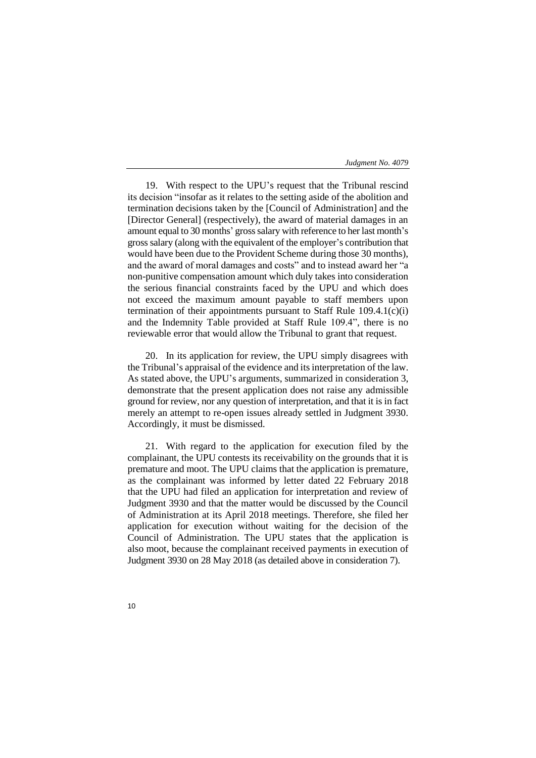19. With respect to the UPU's request that the Tribunal rescind its decision "insofar as it relates to the setting aside of the abolition and termination decisions taken by the [Council of Administration] and the [Director General] (respectively), the award of material damages in an amount equal to 30 months' gross salary with reference to her last month's gross salary (along with the equivalent of the employer's contribution that would have been due to the Provident Scheme during those 30 months), and the award of moral damages and costs" and to instead award her "a non-punitive compensation amount which duly takes into consideration the serious financial constraints faced by the UPU and which does not exceed the maximum amount payable to staff members upon termination of their appointments pursuant to Staff Rule 109.4.1(c)(i) and the Indemnity Table provided at Staff Rule 109.4", there is no reviewable error that would allow the Tribunal to grant that request.

20. In its application for review, the UPU simply disagrees with the Tribunal's appraisal of the evidence and its interpretation of the law. As stated above, the UPU's arguments, summarized in consideration 3, demonstrate that the present application does not raise any admissible ground for review, nor any question of interpretation, and that it is in fact merely an attempt to re-open issues already settled in Judgment 3930. Accordingly, it must be dismissed.

21. With regard to the application for execution filed by the complainant, the UPU contests its receivability on the grounds that it is premature and moot. The UPU claims that the application is premature, as the complainant was informed by letter dated 22 February 2018 that the UPU had filed an application for interpretation and review of Judgment 3930 and that the matter would be discussed by the Council of Administration at its April 2018 meetings. Therefore, she filed her application for execution without waiting for the decision of the Council of Administration. The UPU states that the application is also moot, because the complainant received payments in execution of Judgment 3930 on 28 May 2018 (as detailed above in consideration 7).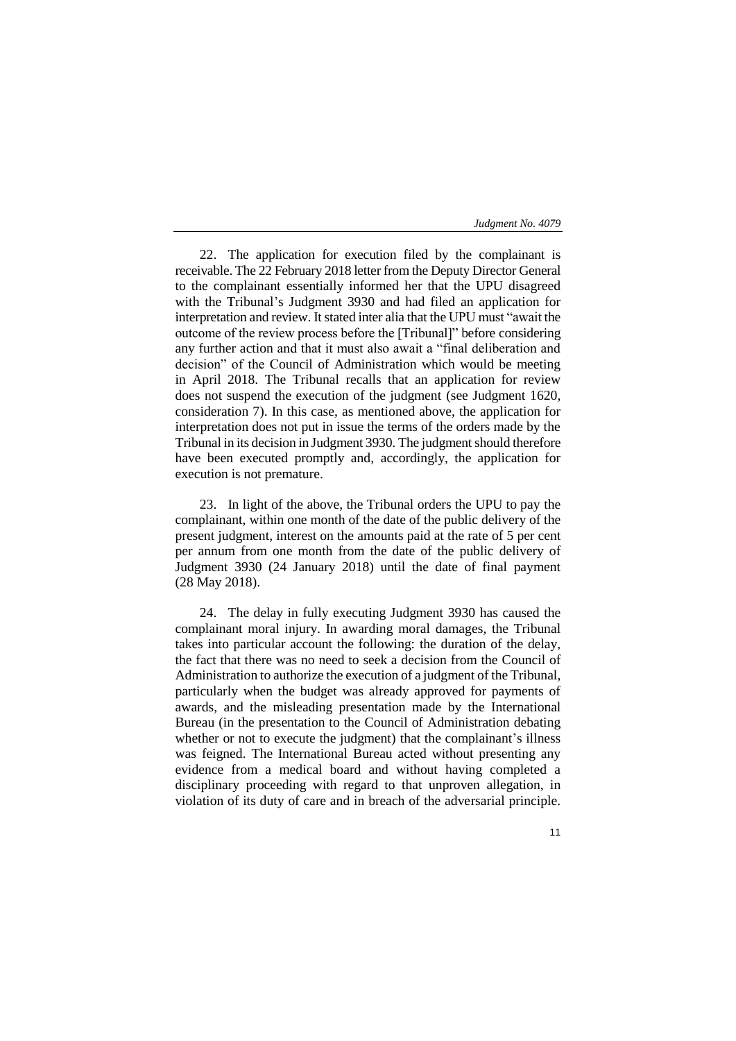22. The application for execution filed by the complainant is receivable. The 22 February 2018 letter from the Deputy Director General to the complainant essentially informed her that the UPU disagreed with the Tribunal's Judgment 3930 and had filed an application for interpretation and review. It stated inter alia that the UPU must "await the outcome of the review process before the [Tribunal]" before considering any further action and that it must also await a "final deliberation and decision" of the Council of Administration which would be meeting in April 2018. The Tribunal recalls that an application for review does not suspend the execution of the judgment (see Judgment 1620, consideration 7). In this case, as mentioned above, the application for interpretation does not put in issue the terms of the orders made by the Tribunal in its decision in Judgment 3930. The judgment should therefore have been executed promptly and, accordingly, the application for execution is not premature.

23. In light of the above, the Tribunal orders the UPU to pay the complainant, within one month of the date of the public delivery of the present judgment, interest on the amounts paid at the rate of 5 per cent per annum from one month from the date of the public delivery of Judgment 3930 (24 January 2018) until the date of final payment (28 May 2018).

24. The delay in fully executing Judgment 3930 has caused the complainant moral injury. In awarding moral damages, the Tribunal takes into particular account the following: the duration of the delay, the fact that there was no need to seek a decision from the Council of Administration to authorize the execution of a judgment of the Tribunal, particularly when the budget was already approved for payments of awards, and the misleading presentation made by the International Bureau (in the presentation to the Council of Administration debating whether or not to execute the judgment) that the complainant's illness was feigned. The International Bureau acted without presenting any evidence from a medical board and without having completed a disciplinary proceeding with regard to that unproven allegation, in violation of its duty of care and in breach of the adversarial principle.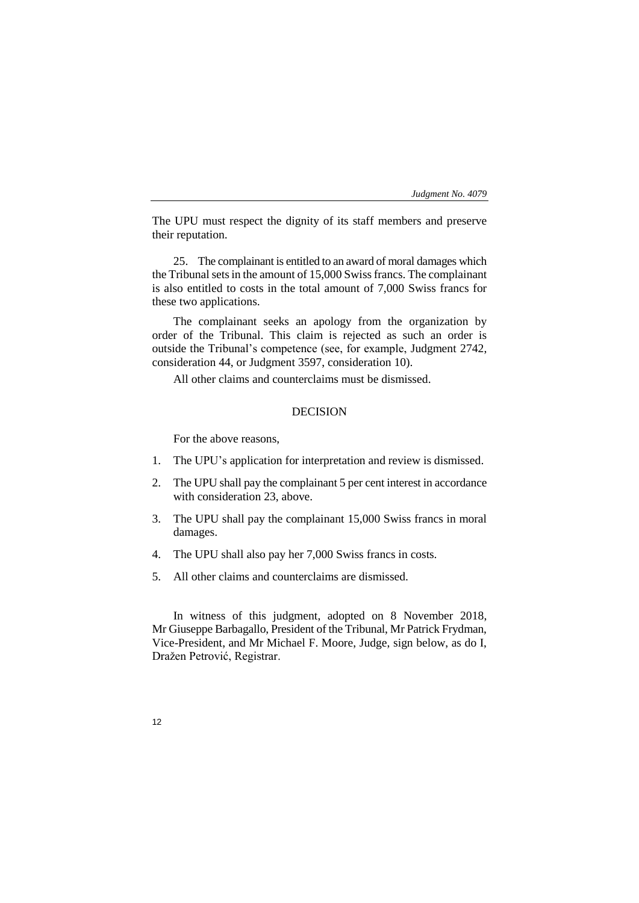The UPU must respect the dignity of its staff members and preserve their reputation.

25. The complainant is entitled to an award of moral damages which the Tribunal sets in the amount of 15,000 Swiss francs. The complainant is also entitled to costs in the total amount of 7,000 Swiss francs for these two applications.

The complainant seeks an apology from the organization by order of the Tribunal. This claim is rejected as such an order is outside the Tribunal's competence (see, for example, Judgment 2742, consideration 44, or Judgment 3597, consideration 10).

All other claims and counterclaims must be dismissed.

## DECISION

For the above reasons,

1. The UPU's application for interpretation and review is dismissed.
2. The UPU shall pay the complainant 5 per cent interest in accordance with consideration 23, above.
3. The UPU shall pay the complainant 15,000 Swiss francs in moral damages.
4. The UPU shall also pay her 7,000 Swiss francs in costs.
5. All other claims and counterclaims are dismissed.

In witness of this judgment, adopted on 8 November 2018, Mr Giuseppe Barbagallo, President of the Tribunal, Mr Patrick Frydman, Vice-President, and Mr Michael F. Moore, Judge, sign below, as do I, Dražen Petrović, Registrar.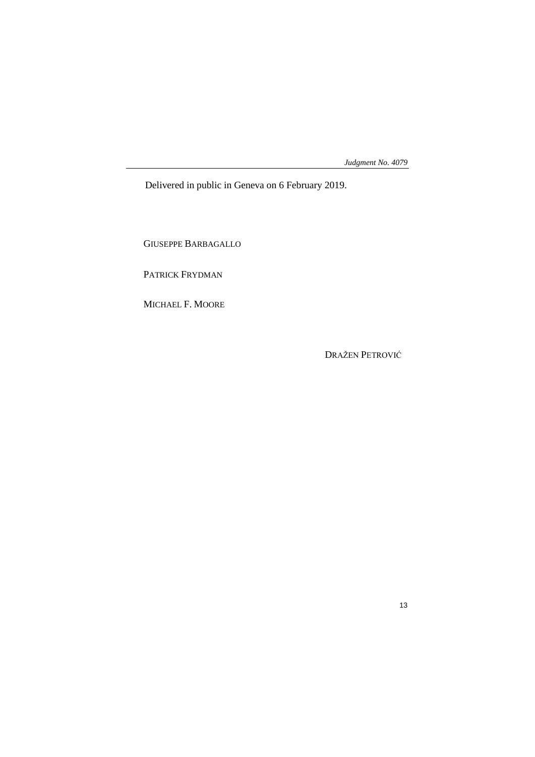Delivered in public in Geneva on 6 February 2019.

GIUSEPPE BARBAGALLO

PATRICK FRYDMAN

MICHAEL F. MOORE

DRAŽEN PETROVIĆ